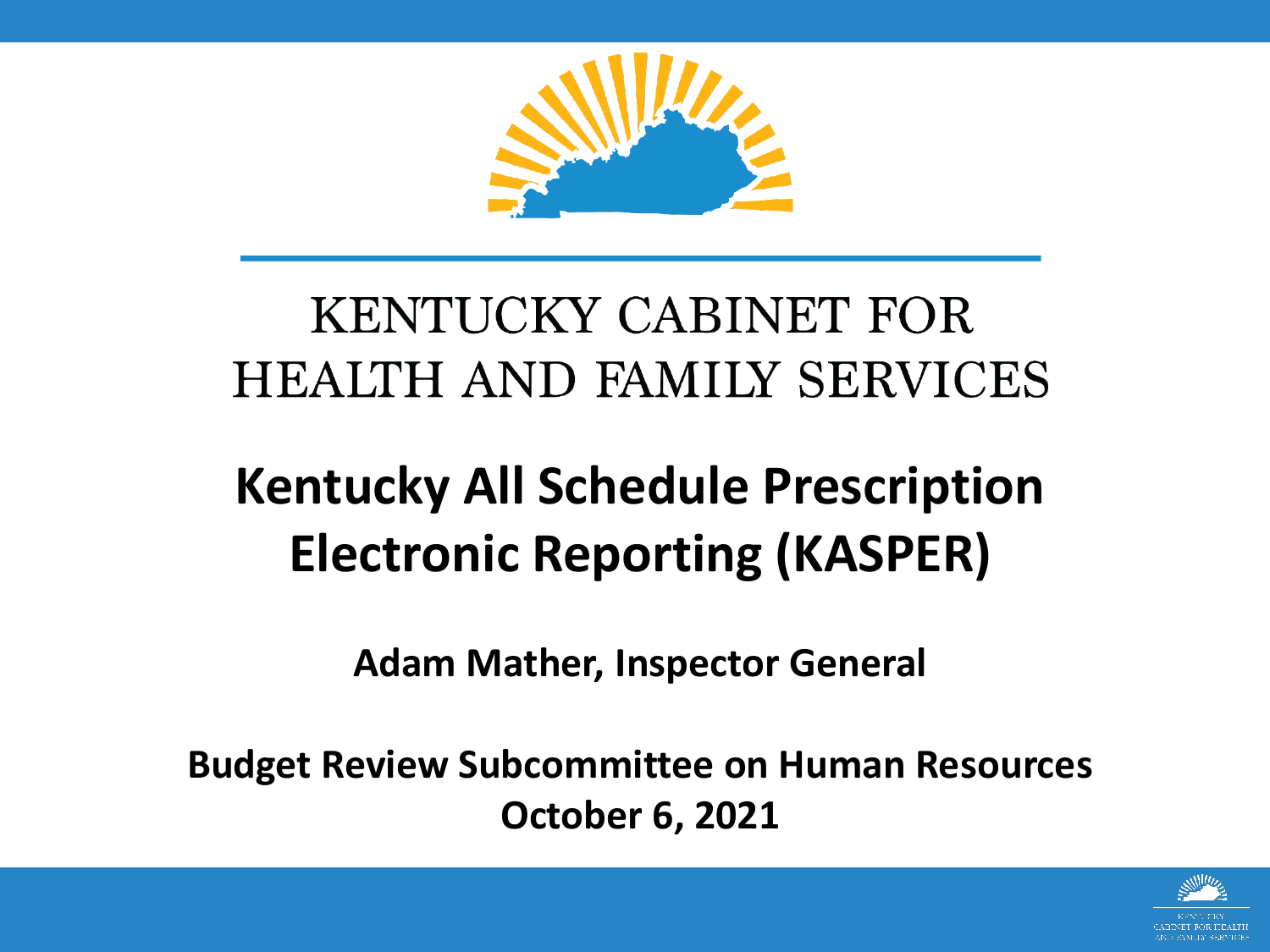KENTUCKY CABINET FOR HEALTH AND FAMILY SERVICES

# Kentucky All Schedule Prescription Electronic Reporting (KASPER)

**Adam Mather, Inspector General**

**Budget Review Subcommittee on Human Resources**
**October 6, 2021**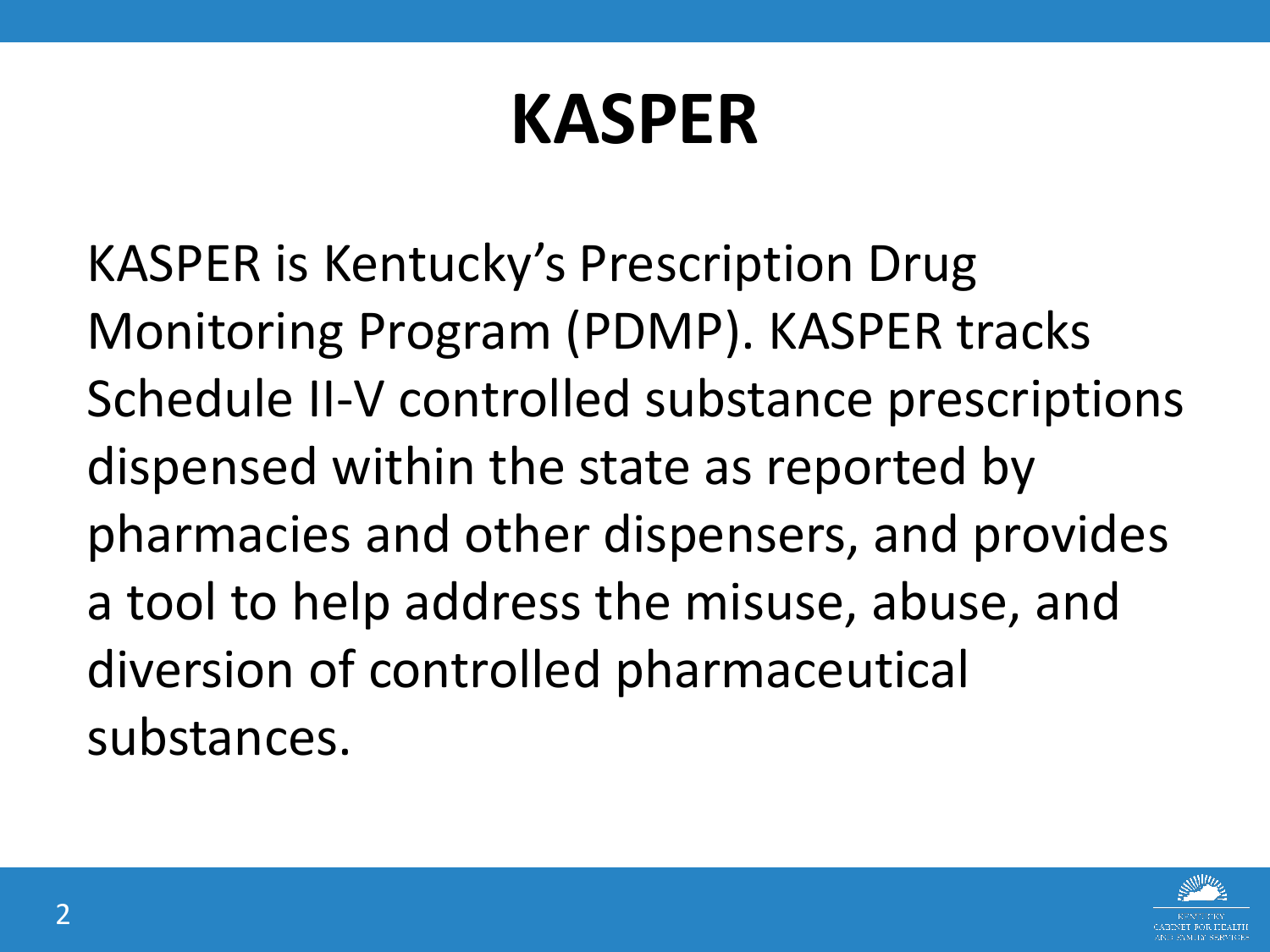# KASPER

KASPER is Kentucky's Prescription Drug Monitoring Program (PDMP). KASPER tracks Schedule II-V controlled substance prescriptions dispensed within the state as reported by pharmacies and other dispensers, and provides a tool to help address the misuse, abuse, and diversion of controlled pharmaceutical substances.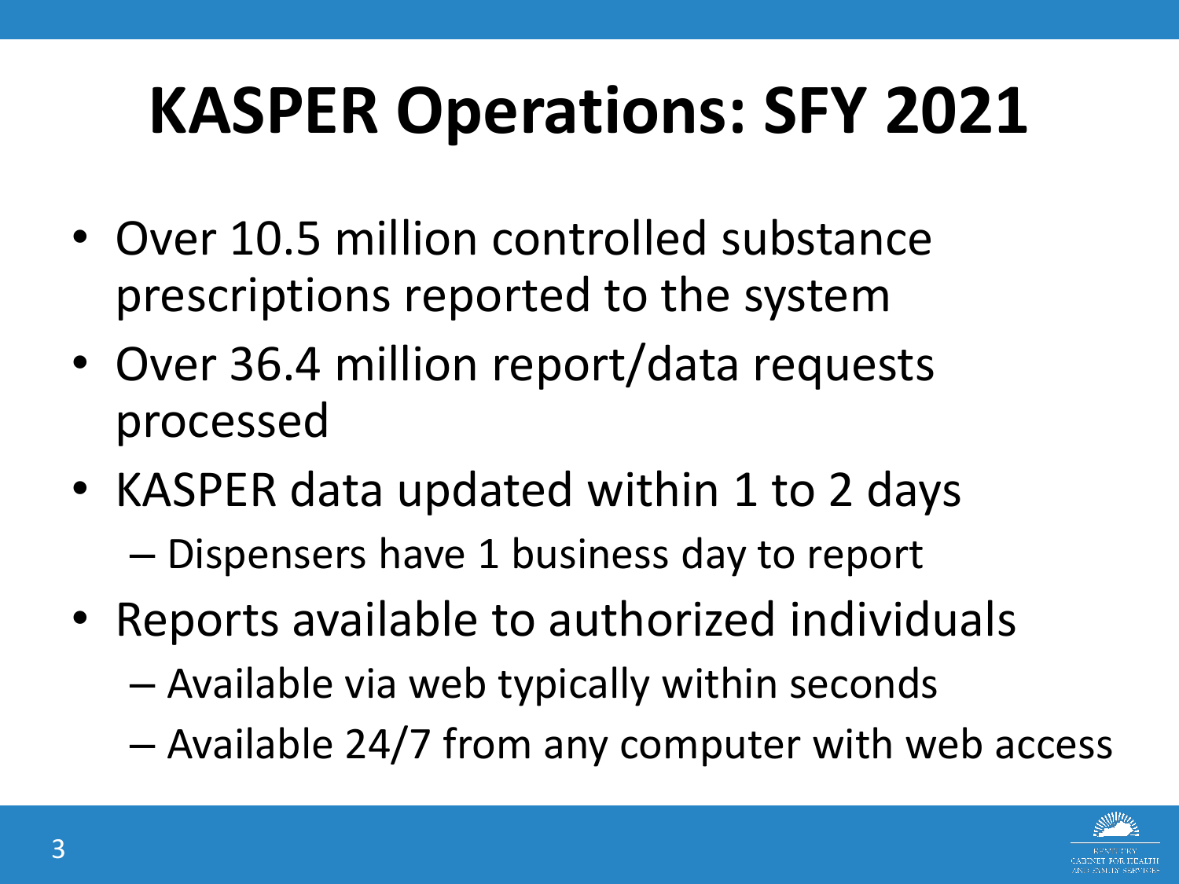# KASPER Operations: SFY 2021

- Over 10.5 million controlled substance prescriptions reported to the system
- Over 36.4 million report/data requests processed
- KASPER data updated within 1 to 2 days
  - Dispensers have 1 business day to report
- Reports available to authorized individuals
  - Available via web typically within seconds
  - Available 24/7 from any computer with web access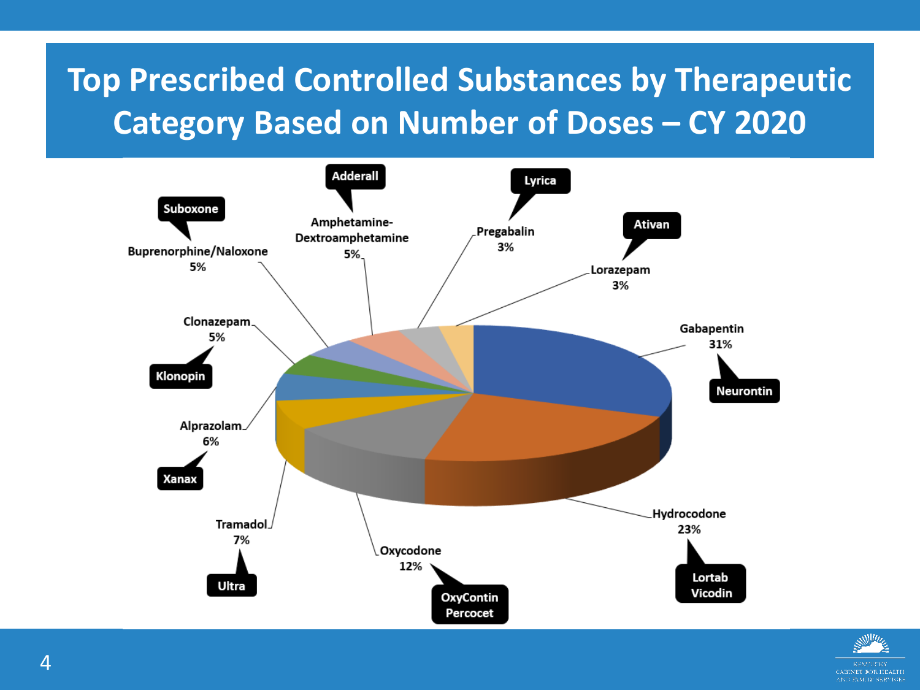# Top Prescribed Controlled Substances by Therapeutic Category Based on Number of Doses – CY 2020

| Drug | Brand Name | Share of Doses |
| --- | --- | --- |
| Gabapentin | Neurontin | 31% |
| Hydrocodone | Lortab, Vicodin | 23% |
| Oxycodone | OxyContin, Percocet | 12% |
| Tramadol | Ultra | 7% |
| Alprazolam | Xanax | 6% |
| Clonazepam | Klonopin | 5% |
| Buprenorphine/Naloxone | Suboxone | 5% |
| Amphetamine-Dextroamphetamine | Adderall | 5% |
| Pregabalin | Lyrica | 3% |
| Lorazepam | Ativan | 3% |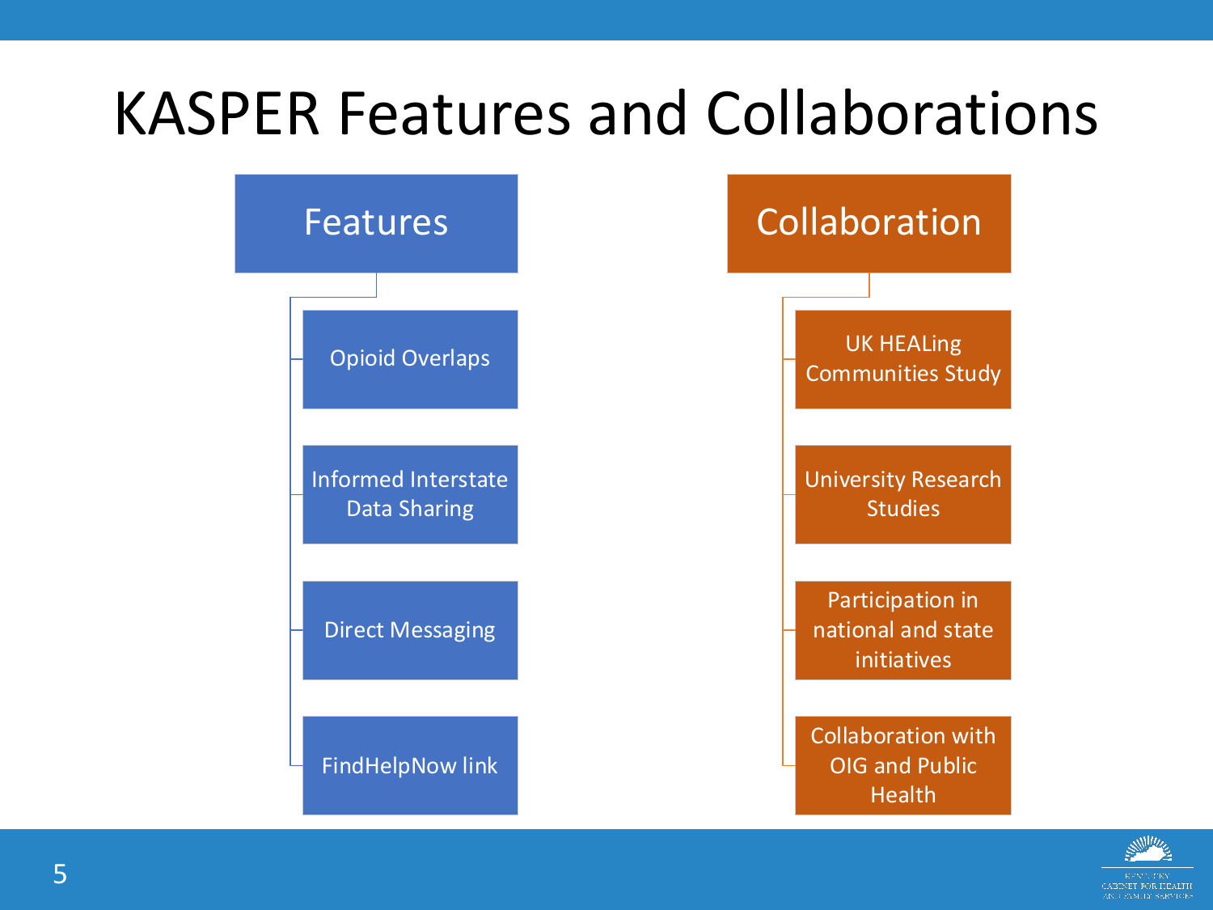# KASPER Features and Collaborations

## Features

- Opioid Overlaps
- Informed Interstate Data Sharing
- Direct Messaging
- FindHelpNow link

## Collaboration

- UK HEALing Communities Study
- University Research Studies
- Participation in national and state initiatives
- Collaboration with OIG and Public Health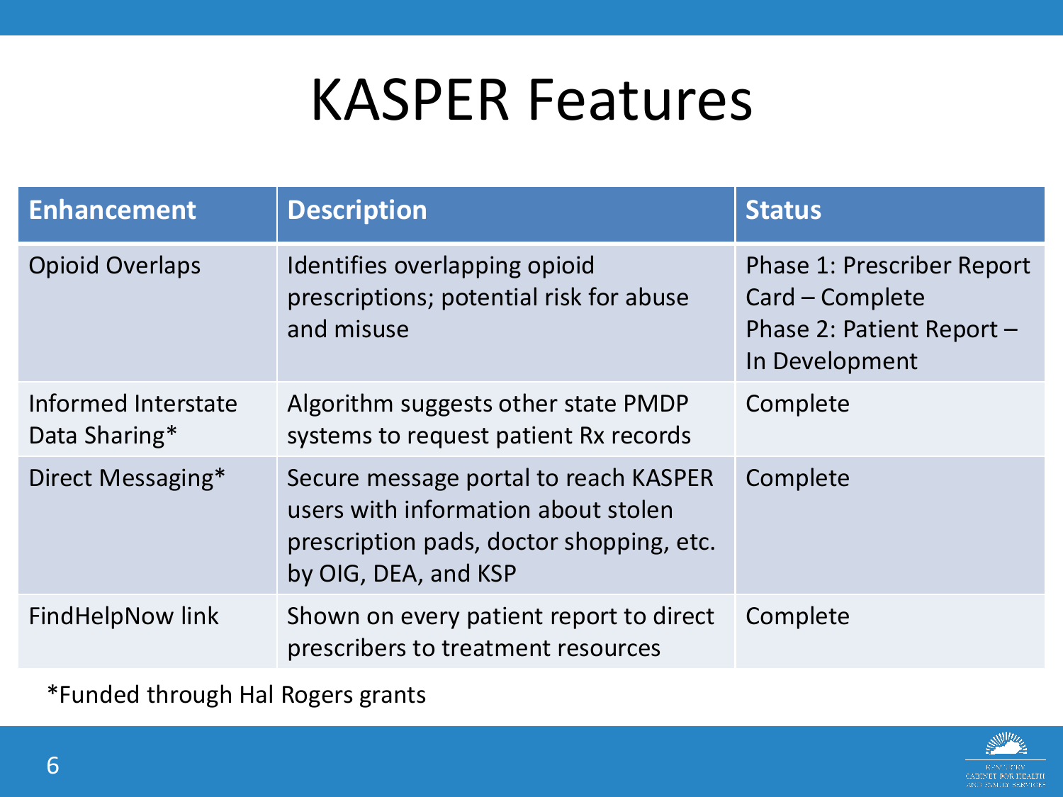# KASPER Features

| Enhancement | Description | Status |
|---|---|---|
| Opioid Overlaps | Identifies overlapping opioid prescriptions; potential risk for abuse and misuse | Phase 1: Prescriber Report Card – Complete<br>Phase 2: Patient Report – In Development |
| Informed Interstate Data Sharing* | Algorithm suggests other state PMDP systems to request patient Rx records | Complete |
| Direct Messaging* | Secure message portal to reach KASPER users with information about stolen prescription pads, doctor shopping, etc. by OIG, DEA, and KSP | Complete |
| FindHelpNow link | Shown on every patient report to direct prescribers to treatment resources | Complete |

*Funded through Hal Rogers grants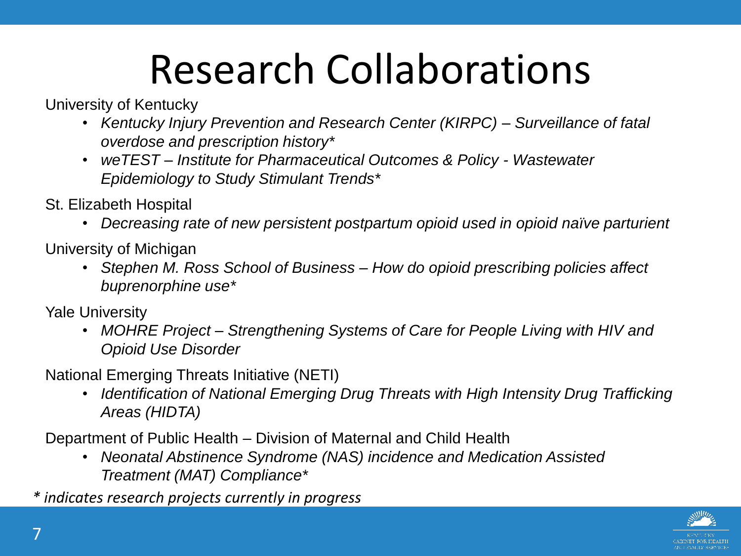# Research Collaborations

University of Kentucky

- *Kentucky Injury Prevention and Research Center (KIRPC) – Surveillance of fatal overdose and prescription history**
- *weTEST – Institute for Pharmaceutical Outcomes & Policy - Wastewater Epidemiology to Study Stimulant Trends**

St. Elizabeth Hospital

- *Decreasing rate of new persistent postpartum opioid used in opioid naïve parturient*

University of Michigan

- *Stephen M. Ross School of Business – How do opioid prescribing policies affect buprenorphine use**

Yale University

- *MOHRE Project – Strengthening Systems of Care for People Living with HIV and Opioid Use Disorder*

National Emerging Threats Initiative (NETI)

- *Identification of National Emerging Drug Threats with High Intensity Drug Trafficking Areas (HIDTA)*

Department of Public Health – Division of Maternal and Child Health

- *Neonatal Abstinence Syndrome (NAS) incidence and Medication Assisted Treatment (MAT) Compliance**

*\* indicates research projects currently in progress*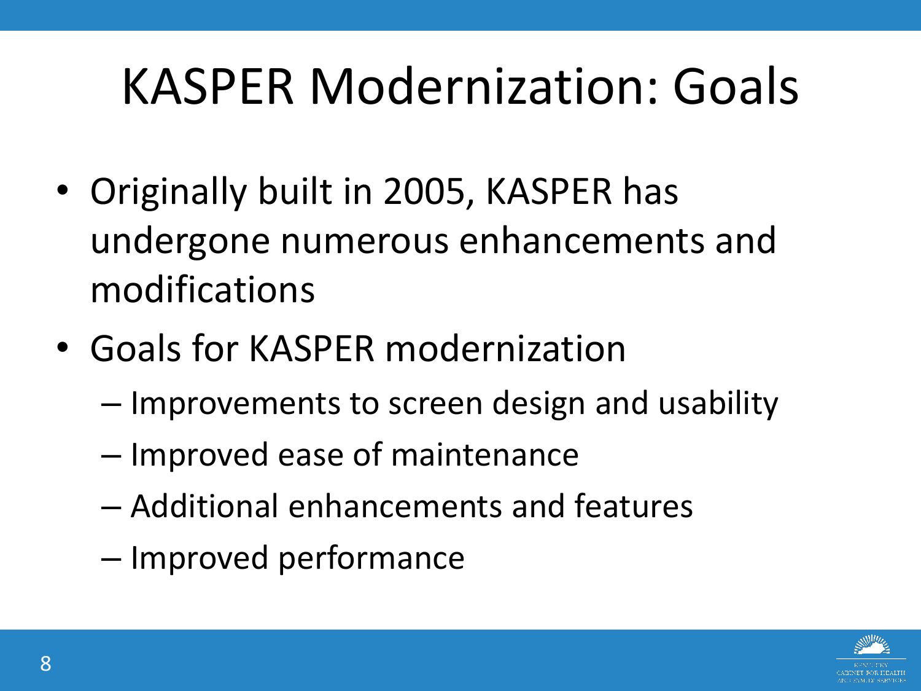# KASPER Modernization: Goals

- Originally built in 2005, KASPER has undergone numerous enhancements and modifications
- Goals for KASPER modernization
  - Improvements to screen design and usability
  - Improved ease of maintenance
  - Additional enhancements and features
  - Improved performance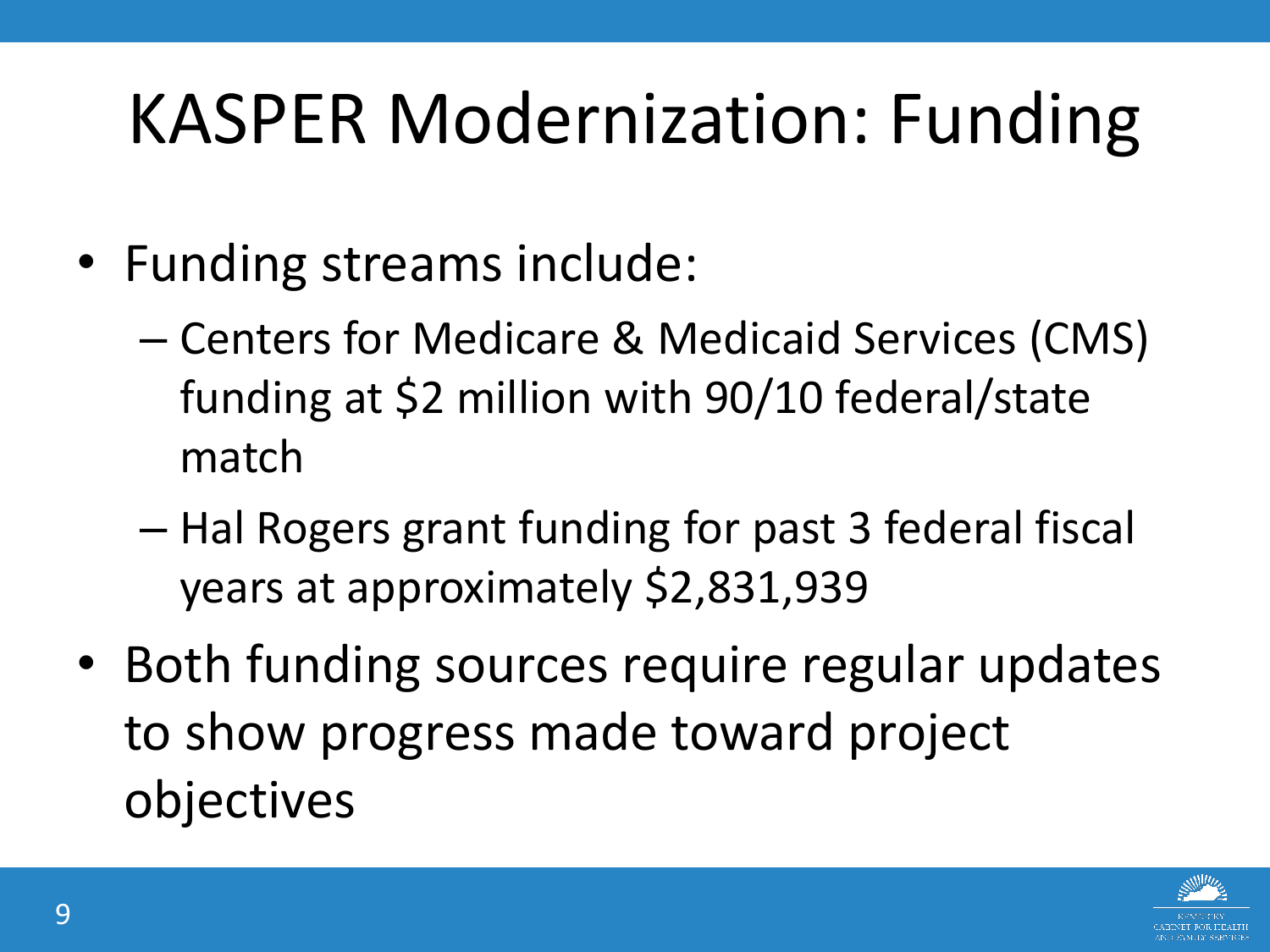# KASPER Modernization: Funding

- Funding streams include:
  - Centers for Medicare & Medicaid Services (CMS) funding at $2 million with 90/10 federal/state match
  - Hal Rogers grant funding for past 3 federal fiscal years at approximately $2,831,939
- Both funding sources require regular updates to show progress made toward project objectives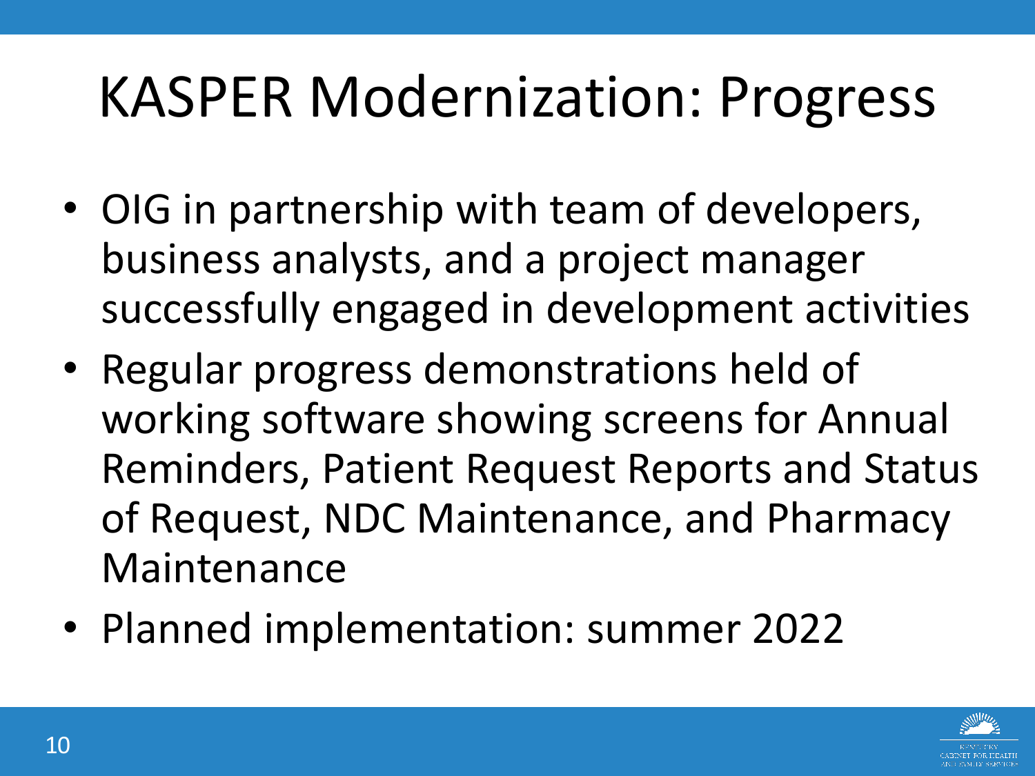# KASPER Modernization: Progress

- OIG in partnership with team of developers, business analysts, and a project manager successfully engaged in development activities
- Regular progress demonstrations held of working software showing screens for Annual Reminders, Patient Request Reports and Status of Request, NDC Maintenance, and Pharmacy Maintenance
- Planned implementation: summer 2022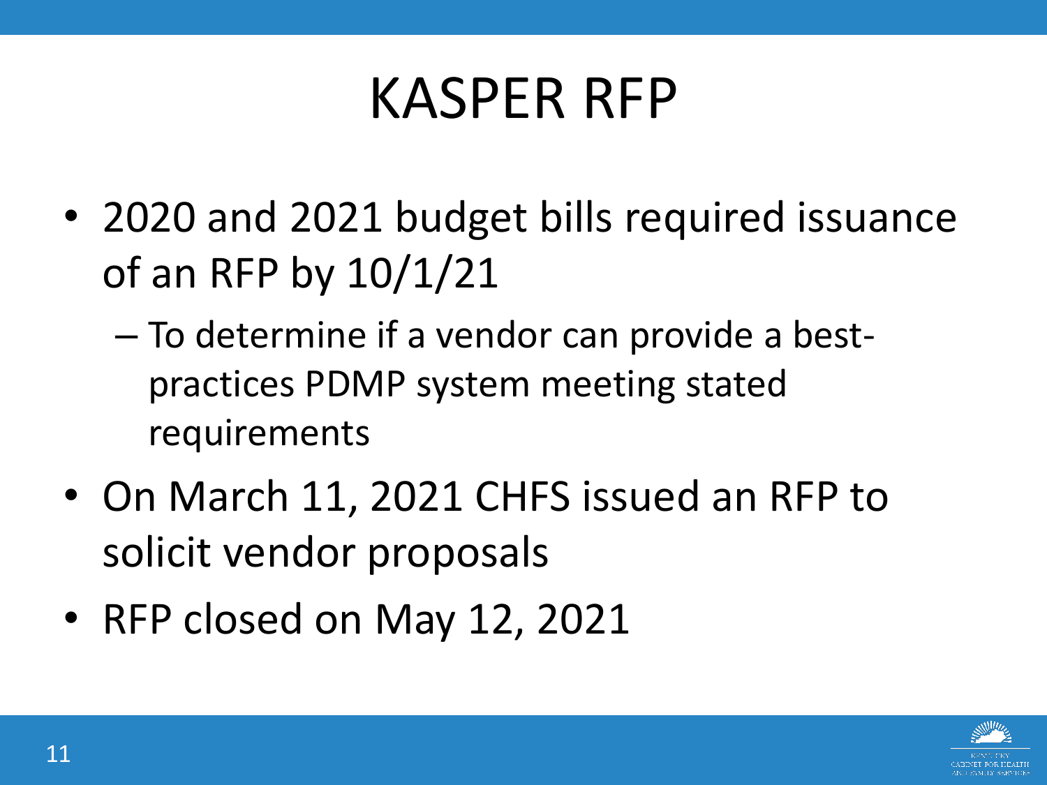# KASPER RFP

- 2020 and 2021 budget bills required issuance of an RFP by 10/1/21
  - To determine if a vendor can provide a best-practices PDMP system meeting stated requirements
- On March 11, 2021 CHFS issued an RFP to solicit vendor proposals
- RFP closed on May 12, 2021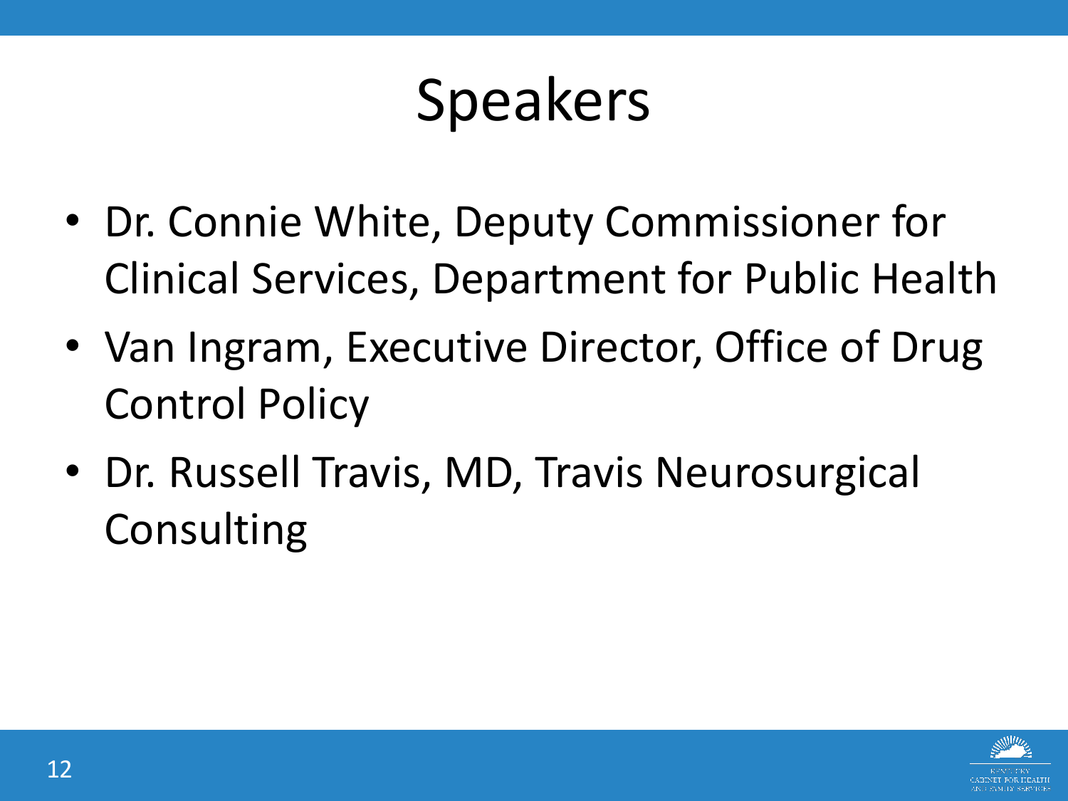# Speakers

- Dr. Connie White, Deputy Commissioner for Clinical Services, Department for Public Health
- Van Ingram, Executive Director, Office of Drug Control Policy
- Dr. Russell Travis, MD, Travis Neurosurgical Consulting